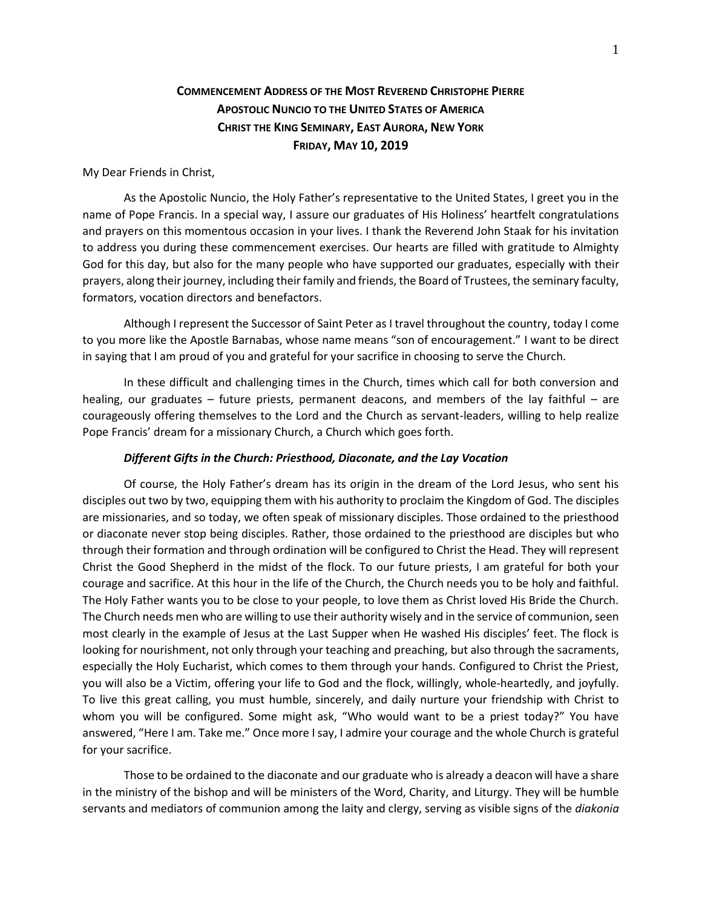# COMMENCEMENT ADDRESS OF THE MOST REVEREND CHRISTOPHE PIERRE
## APOSTOLIC NUNCIO TO THE UNITED STATES OF AMERICA
## CHRIST THE KING SEMINARY, EAST AURORA, NEW YORK
## FRIDAY, MAY 10, 2019

My Dear Friends in Christ,

As the Apostolic Nuncio, the Holy Father's representative to the United States, I greet you in the name of Pope Francis. In a special way, I assure our graduates of His Holiness' heartfelt congratulations and prayers on this momentous occasion in your lives. I thank the Reverend John Staak for his invitation to address you during these commencement exercises. Our hearts are filled with gratitude to Almighty God for this day, but also for the many people who have supported our graduates, especially with their prayers, along their journey, including their family and friends, the Board of Trustees, the seminary faculty, formators, vocation directors and benefactors.

Although I represent the Successor of Saint Peter as I travel throughout the country, today I come to you more like the Apostle Barnabas, whose name means "son of encouragement." I want to be direct in saying that I am proud of you and grateful for your sacrifice in choosing to serve the Church.

In these difficult and challenging times in the Church, times which call for both conversion and healing, our graduates – future priests, permanent deacons, and members of the lay faithful – are courageously offering themselves to the Lord and the Church as servant-leaders, willing to help realize Pope Francis' dream for a missionary Church, a Church which goes forth.

### *Different Gifts in the Church: Priesthood, Diaconate, and the Lay Vocation*

Of course, the Holy Father's dream has its origin in the dream of the Lord Jesus, who sent his disciples out two by two, equipping them with his authority to proclaim the Kingdom of God. The disciples are missionaries, and so today, we often speak of missionary disciples. Those ordained to the priesthood or diaconate never stop being disciples. Rather, those ordained to the priesthood are disciples but who through their formation and through ordination will be configured to Christ the Head. They will represent Christ the Good Shepherd in the midst of the flock. To our future priests, I am grateful for both your courage and sacrifice. At this hour in the life of the Church, the Church needs you to be holy and faithful. The Holy Father wants you to be close to your people, to love them as Christ loved His Bride the Church. The Church needs men who are willing to use their authority wisely and in the service of communion, seen most clearly in the example of Jesus at the Last Supper when He washed His disciples' feet. The flock is looking for nourishment, not only through your teaching and preaching, but also through the sacraments, especially the Holy Eucharist, which comes to them through your hands. Configured to Christ the Priest, you will also be a Victim, offering your life to God and the flock, willingly, whole-heartedly, and joyfully. To live this great calling, you must humble, sincerely, and daily nurture your friendship with Christ to whom you will be configured. Some might ask, "Who would want to be a priest today?" You have answered, "Here I am. Take me." Once more I say, I admire your courage and the whole Church is grateful for your sacrifice.

Those to be ordained to the diaconate and our graduate who is already a deacon will have a share in the ministry of the bishop and will be ministers of the Word, Charity, and Liturgy. They will be humble servants and mediators of communion among the laity and clergy, serving as visible signs of the *diakonia*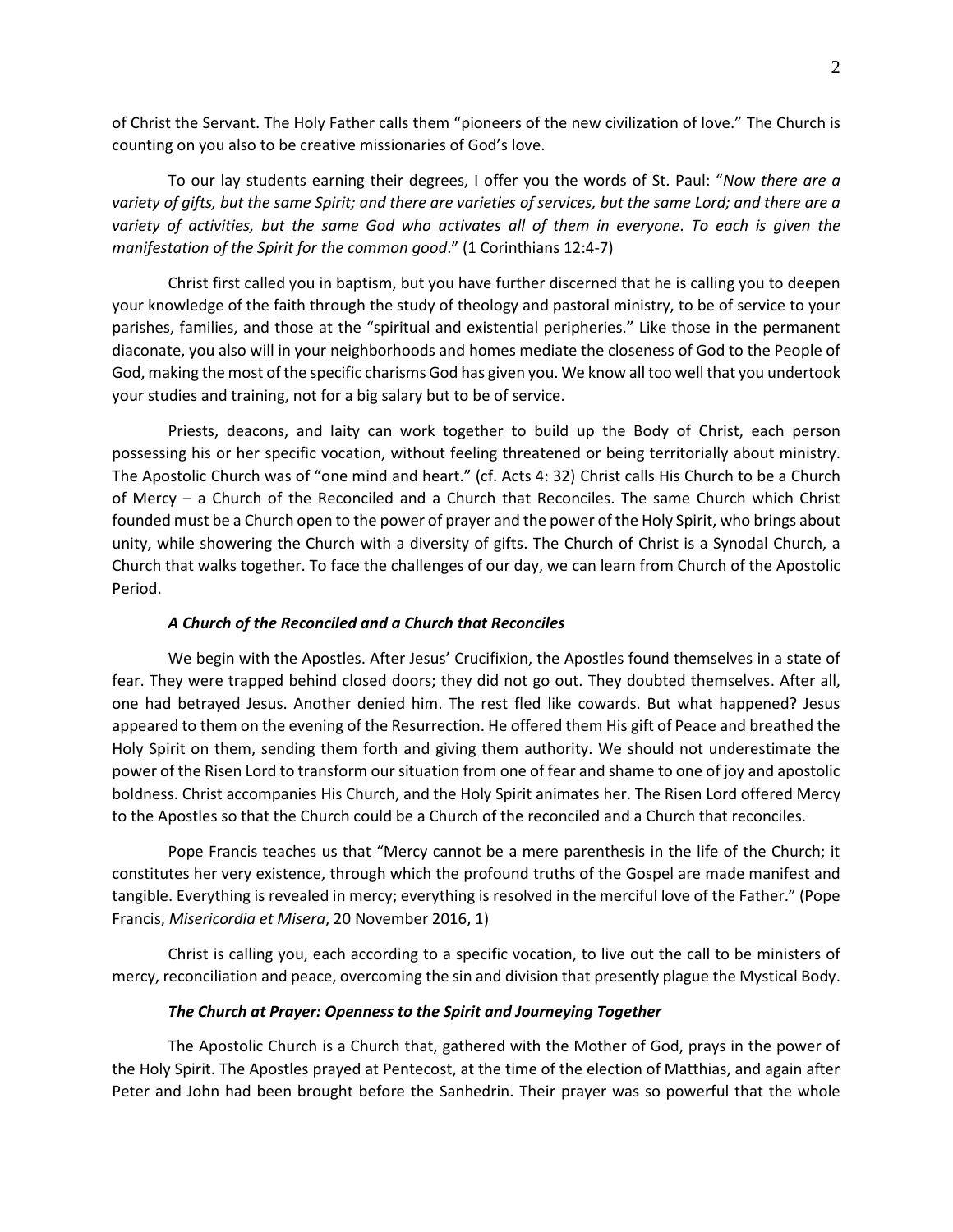of Christ the Servant. The Holy Father calls them "pioneers of the new civilization of love." The Church is counting on you also to be creative missionaries of God's love.

To our lay students earning their degrees, I offer you the words of St. Paul: "*Now there are a variety of gifts, but the same Spirit; and there are varieties of services, but the same Lord; and there are a variety of activities, but the same God who activates all of them in everyone*. *To each is given the manifestation of the Spirit for the common good*." (1 Corinthians 12:4-7)

Christ first called you in baptism, but you have further discerned that he is calling you to deepen your knowledge of the faith through the study of theology and pastoral ministry, to be of service to your parishes, families, and those at the "spiritual and existential peripheries." Like those in the permanent diaconate, you also will in your neighborhoods and homes mediate the closeness of God to the People of God, making the most of the specific charisms God has given you. We know all too well that you undertook your studies and training, not for a big salary but to be of service.

Priests, deacons, and laity can work together to build up the Body of Christ, each person possessing his or her specific vocation, without feeling threatened or being territorially about ministry. The Apostolic Church was of "one mind and heart." (cf. Acts 4: 32) Christ calls His Church to be a Church of Mercy – a Church of the Reconciled and a Church that Reconciles. The same Church which Christ founded must be a Church open to the power of prayer and the power of the Holy Spirit, who brings about unity, while showering the Church with a diversity of gifts. The Church of Christ is a Synodal Church, a Church that walks together. To face the challenges of our day, we can learn from Church of the Apostolic Period.

### *A Church of the Reconciled and a Church that Reconciles*

We begin with the Apostles. After Jesus' Crucifixion, the Apostles found themselves in a state of fear. They were trapped behind closed doors; they did not go out. They doubted themselves. After all, one had betrayed Jesus. Another denied him. The rest fled like cowards. But what happened? Jesus appeared to them on the evening of the Resurrection. He offered them His gift of Peace and breathed the Holy Spirit on them, sending them forth and giving them authority. We should not underestimate the power of the Risen Lord to transform our situation from one of fear and shame to one of joy and apostolic boldness. Christ accompanies His Church, and the Holy Spirit animates her. The Risen Lord offered Mercy to the Apostles so that the Church could be a Church of the reconciled and a Church that reconciles.

Pope Francis teaches us that "Mercy cannot be a mere parenthesis in the life of the Church; it constitutes her very existence, through which the profound truths of the Gospel are made manifest and tangible. Everything is revealed in mercy; everything is resolved in the merciful love of the Father." (Pope Francis, *Misericordia et Misera*, 20 November 2016, 1)

Christ is calling you, each according to a specific vocation, to live out the call to be ministers of mercy, reconciliation and peace, overcoming the sin and division that presently plague the Mystical Body.

### *The Church at Prayer: Openness to the Spirit and Journeying Together*

The Apostolic Church is a Church that, gathered with the Mother of God, prays in the power of the Holy Spirit. The Apostles prayed at Pentecost, at the time of the election of Matthias, and again after Peter and John had been brought before the Sanhedrin. Their prayer was so powerful that the whole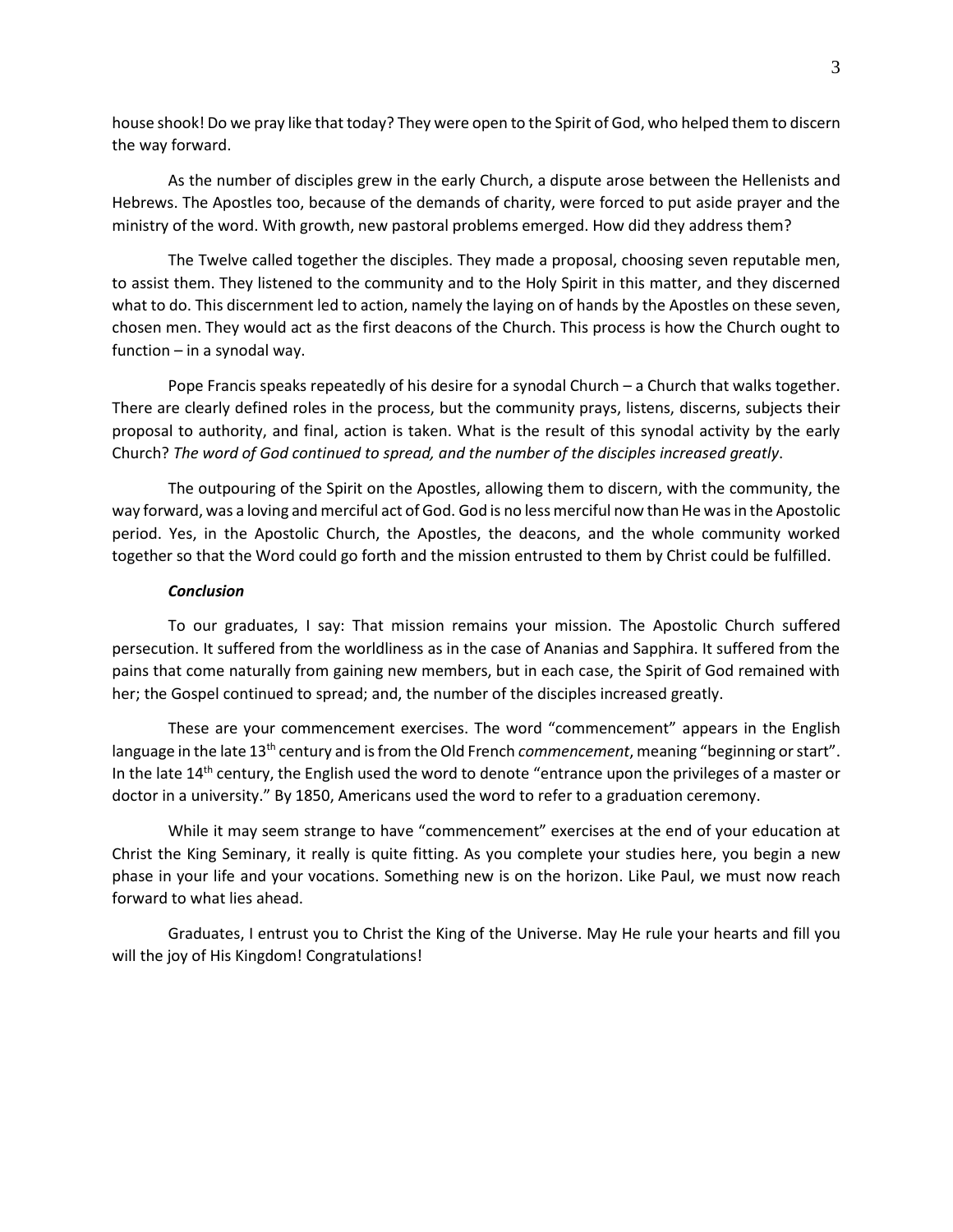house shook! Do we pray like that today? They were open to the Spirit of God, who helped them to discern the way forward.

As the number of disciples grew in the early Church, a dispute arose between the Hellenists and Hebrews. The Apostles too, because of the demands of charity, were forced to put aside prayer and the ministry of the word. With growth, new pastoral problems emerged. How did they address them?

The Twelve called together the disciples. They made a proposal, choosing seven reputable men, to assist them. They listened to the community and to the Holy Spirit in this matter, and they discerned what to do. This discernment led to action, namely the laying on of hands by the Apostles on these seven, chosen men. They would act as the first deacons of the Church. This process is how the Church ought to function – in a synodal way.

Pope Francis speaks repeatedly of his desire for a synodal Church – a Church that walks together. There are clearly defined roles in the process, but the community prays, listens, discerns, subjects their proposal to authority, and final, action is taken. What is the result of this synodal activity by the early Church? *The word of God continued to spread, and the number of the disciples increased greatly*.

The outpouring of the Spirit on the Apostles, allowing them to discern, with the community, the way forward, was a loving and merciful act of God. God is no less merciful now than He was in the Apostolic period. Yes, in the Apostolic Church, the Apostles, the deacons, and the whole community worked together so that the Word could go forth and the mission entrusted to them by Christ could be fulfilled.

***Conclusion***

To our graduates, I say: That mission remains your mission. The Apostolic Church suffered persecution. It suffered from the worldliness as in the case of Ananias and Sapphira. It suffered from the pains that come naturally from gaining new members, but in each case, the Spirit of God remained with her; the Gospel continued to spread; and, the number of the disciples increased greatly.

These are your commencement exercises. The word "commencement" appears in the English language in the late 13th century and is from the Old French *commencement*, meaning "beginning or start". In the late 14th century, the English used the word to denote "entrance upon the privileges of a master or doctor in a university." By 1850, Americans used the word to refer to a graduation ceremony.

While it may seem strange to have "commencement" exercises at the end of your education at Christ the King Seminary, it really is quite fitting. As you complete your studies here, you begin a new phase in your life and your vocations. Something new is on the horizon. Like Paul, we must now reach forward to what lies ahead.

Graduates, I entrust you to Christ the King of the Universe. May He rule your hearts and fill you will the joy of His Kingdom! Congratulations!